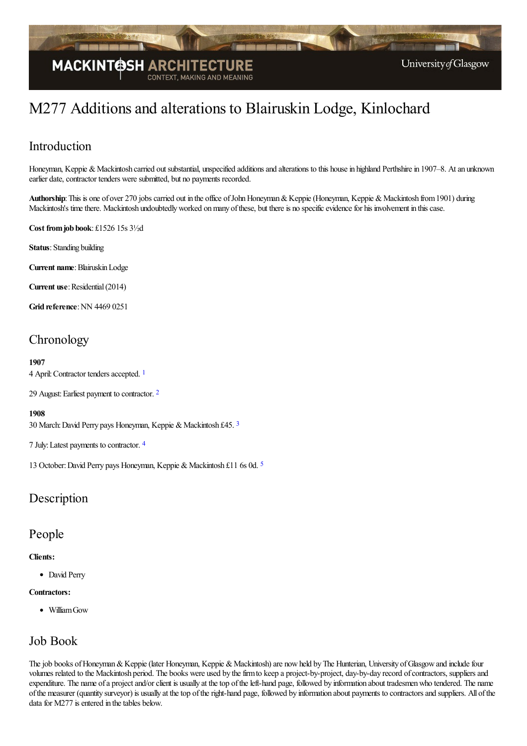# M277 Additions and alterations to Blairuskin Lodge, Kinlochard

## Introduction

Honeyman, Keppie & Mackintosh carried out substantial, unspecified additions and alterations to this house in highland Perthshire in 1907–8. At an unknown earlier date, contractor tenders were submitted, but no payments recorded.

**Authorship**: This is one of over 270 jobs carried out in the office of John Honeyman & Keppie (Honeyman, Keppie & Mackintosh from 1901) during Mackintosh's time there. Mackintosh undoubtedly worked on many of these, but there is no specific evidence for his involvement in this case.

**Cost from job book**: £1526 15s 3½d

**Status**: Standing building

**Current name**: Blairuskin Lodge

**Current use**: Residential (2014)

**Grid reference**: NN 4469 0251

## Chronology

**1907**

4 April: Contractor tenders accepted. [1]

29 August: Earliest payment to contractor. [2]

**1908**

30 March: David Perry pays Honeyman, Keppie & Mackintosh £45. [3]

7 July: Latest payments to contractor. [4]

13 October: David Perry pays Honeyman, Keppie & Mackintosh £11 6s 0d. [5]

## Description

## People

**Clients:**

- David Perry

**Contractors:**

- William Gow

## Job Book

The job books of Honeyman & Keppie (later Honeyman, Keppie & Mackintosh) are now held by The Hunterian, University of Glasgow and include four volumes related to the Mackintosh period. The books were used by the firm to keep a project-by-project, day-by-day record of contractors, suppliers and expenditure. The name of a project and/or client is usually at the top of the left-hand page, followed by information about tradesmen who tendered. The name of the measurer (quantity surveyor) is usually at the top of the right-hand page, followed by information about payments to contractors and suppliers. All of the data for M277 is entered in the tables below.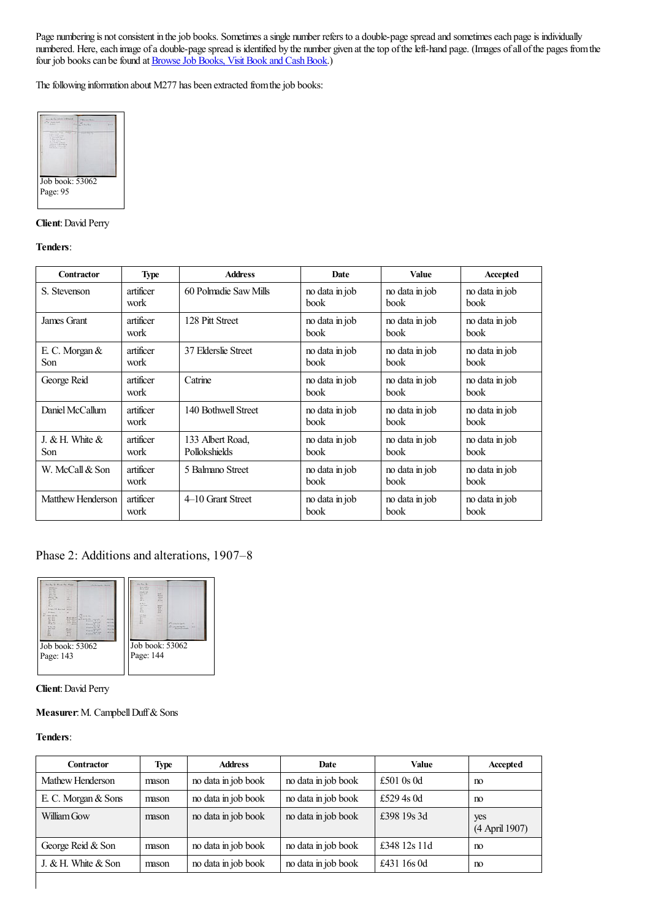Page numbering is not consistent in the job books. Sometimes a single number refers to a double-page spread and sometimes each page is individually numbered. Here, each image of a double-page spread is identified by the number given at the top of the left-hand page. (Images of all of the pages from the four job books can be found at [Browse Job Books, Visit Book and Cash Book](Browse Job Books, Visit Book and Cash Book).)

The following information about M277 has been extracted from the job books:

Job book: 53062
Page: 95

**Client**: David Perry

**Tenders**:

| Contractor | Type | Address | Date | Value | Accepted |
|---|---|---|---|---|---|
| S. Stevenson | artificer work | 60 Polmadie Saw Mills | no data in job book | no data in job book | no data in job book |
| James Grant | artificer work | 128 Pitt Street | no data in job book | no data in job book | no data in job book |
| E. C. Morgan & Son | artificer work | 37 Elderslie Street | no data in job book | no data in job book | no data in job book |
| George Reid | artificer work | Catrine | no data in job book | no data in job book | no data in job book |
| Daniel McCallum | artificer work | 140 Bothwell Street | no data in job book | no data in job book | no data in job book |
| J. & H. White & Son | artificer work | 133 Albert Road, Pollokshields | no data in job book | no data in job book | no data in job book |
| W. McCall & Son | artificer work | 5 Balmano Street | no data in job book | no data in job book | no data in job book |
| Matthew Henderson | artificer work | 4–10 Grant Street | no data in job book | no data in job book | no data in job book |

## Phase 2: Additions and alterations, 1907–8

Job book: 53062
Page: 143

Job book: 53062
Page: 144

**Client**: David Perry

**Measurer**: M. Campbell Duff & Sons

**Tenders**:

| Contractor | Type | Address | Date | Value | Accepted |
|---|---|---|---|---|---|
| Mathew Henderson | mason | no data in job book | no data in job book | £501 0s 0d | no |
| E. C. Morgan & Sons | mason | no data in job book | no data in job book | £529 4s 0d | no |
| William Gow | mason | no data in job book | no data in job book | £398 19s 3d | yes (4 April 1907) |
| George Reid & Son | mason | no data in job book | no data in job book | £348 12s 11d | no |
| J. & H. White & Son | mason | no data in job book | no data in job book | £431 16s 0d | no |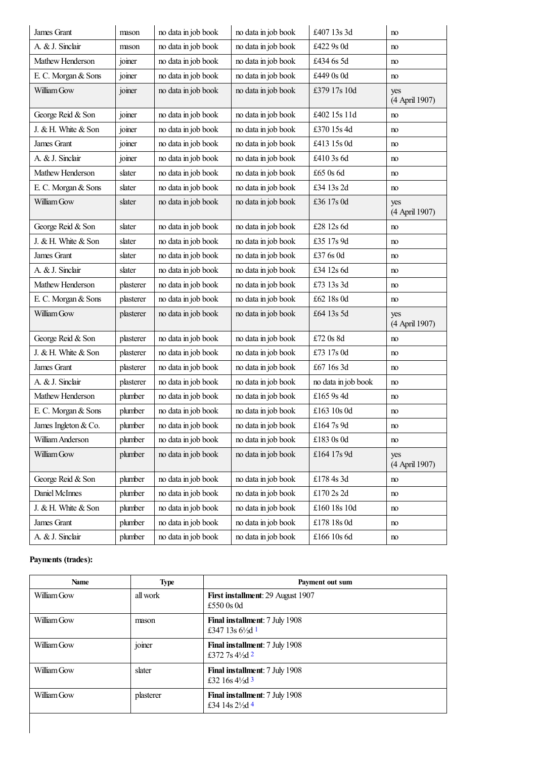| | | | | | |
|---|---|---|---|---|---|
| James Grant | mason | no data in job book | no data in job book | £407 13s 3d | no |
| A. & J. Sinclair | mason | no data in job book | no data in job book | £422 9s 0d | no |
| Mathew Henderson | joiner | no data in job book | no data in job book | £434 6s 5d | no |
| E. C. Morgan & Sons | joiner | no data in job book | no data in job book | £449 0s 0d | no |
| William Gow | joiner | no data in job book | no data in job book | £379 17s 10d | yes (4 April 1907) |
| George Reid & Son | joiner | no data in job book | no data in job book | £402 15s 11d | no |
| J. & H. White & Son | joiner | no data in job book | no data in job book | £370 15s 4d | no |
| James Grant | joiner | no data in job book | no data in job book | £413 15s 0d | no |
| A. & J. Sinclair | joiner | no data in job book | no data in job book | £410 3s 6d | no |
| Mathew Henderson | slater | no data in job book | no data in job book | £65 0s 6d | no |
| E. C. Morgan & Sons | slater | no data in job book | no data in job book | £34 13s 2d | no |
| William Gow | slater | no data in job book | no data in job book | £36 17s 0d | yes (4 April 1907) |
| George Reid & Son | slater | no data in job book | no data in job book | £28 12s 6d | no |
| J. & H. White & Son | slater | no data in job book | no data in job book | £35 17s 9d | no |
| James Grant | slater | no data in job book | no data in job book | £37 6s 0d | no |
| A. & J. Sinclair | slater | no data in job book | no data in job book | £34 12s 6d | no |
| Mathew Henderson | plasterer | no data in job book | no data in job book | £73 13s 3d | no |
| E. C. Morgan & Sons | plasterer | no data in job book | no data in job book | £62 18s 0d | no |
| William Gow | plasterer | no data in job book | no data in job book | £64 13s 5d | yes (4 April 1907) |
| George Reid & Son | plasterer | no data in job book | no data in job book | £72 0s 8d | no |
| J. & H. White & Son | plasterer | no data in job book | no data in job book | £73 17s 0d | no |
| James Grant | plasterer | no data in job book | no data in job book | £67 16s 3d | no |
| A. & J. Sinclair | plasterer | no data in job book | no data in job book | no data in job book | no |
| Mathew Henderson | plumber | no data in job book | no data in job book | £165 9s 4d | no |
| E. C. Morgan & Sons | plumber | no data in job book | no data in job book | £163 10s 0d | no |
| James Ingleton & Co. | plumber | no data in job book | no data in job book | £164 7s 9d | no |
| William Anderson | plumber | no data in job book | no data in job book | £183 0s 0d | no |
| William Gow | plumber | no data in job book | no data in job book | £164 17s 9d | yes (4 April 1907) |
| George Reid & Son | plumber | no data in job book | no data in job book | £178 4s 3d | no |
| Daniel McInnes | plumber | no data in job book | no data in job book | £170 2s 2d | no |
| J. & H. White & Son | plumber | no data in job book | no data in job book | £160 18s 10d | no |
| James Grant | plumber | no data in job book | no data in job book | £178 18s 0d | no |
| A. & J. Sinclair | plumber | no data in job book | no data in job book | £166 10s 6d | no |

**Payments (trades):**

| Name | Type | Payment out sum |
|---|---|---|
| William Gow | all work | **First installment**: 29 August 1907 £550 0s 0d |
| William Gow | mason | **Final installment**: 7 July 1908 £347 13s 6½d [1] |
| William Gow | joiner | **Final installment**: 7 July 1908 £372 7s 4½d [2] |
| William Gow | slater | **Final installment**: 7 July 1908 £32 16s 4½d [3] |
| William Gow | plasterer | **Final installment**: 7 July 1908 £34 14s 2½d [4] |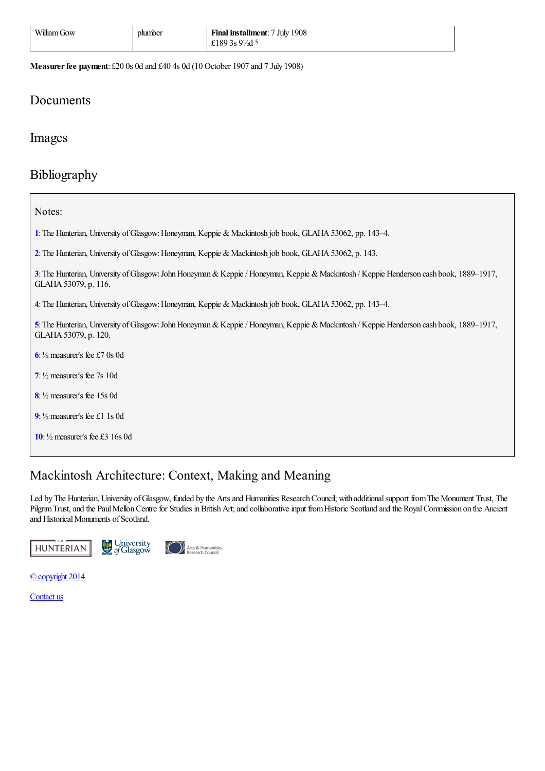| | | |
|---|---|---|
| William Gow | plumber | **Final installment**: 7 July 1908<br>£189 3s 9½d [5] |

**Measurer fee payment**: £20 0s 0d and £40 4s 0d (10 October 1907 and 7 July 1908)

## Documents

## Images

## Bibliography

Notes:

1: The Hunterian, University of Glasgow: Honeyman, Keppie & Mackintosh job book, GLAHA 53062, pp. 143–4.

2: The Hunterian, University of Glasgow: Honeyman, Keppie & Mackintosh job book, GLAHA 53062, p. 143.

3: The Hunterian, University of Glasgow: John Honeyman & Keppie / Honeyman, Keppie & Mackintosh / Keppie Henderson cash book, 1889–1917, GLAHA 53079, p. 116.

4: The Hunterian, University of Glasgow: Honeyman, Keppie & Mackintosh job book, GLAHA 53062, pp. 143–4.

5: The Hunterian, University of Glasgow: John Honeyman & Keppie / Honeyman, Keppie & Mackintosh / Keppie Henderson cash book, 1889–1917, GLAHA 53079, p. 120.

6: ½ measurer's fee £7 0s 0d

7: ½ measurer's fee 7s 10d

8: ½ measurer's fee 15s 0d

9: ½ measurer's fee £1 1s 0d

10: ½ measurer's fee £3 16s 0d

## Mackintosh Architecture: Context, Making and Meaning

Led by The Hunterian, University of Glasgow, funded by the Arts and Humanities Research Council; with additional support from The Monument Trust, The Pilgrim Trust, and the Paul Mellon Centre for Studies in British Art; and collaborative input from Historic Scotland and the Royal Commission on the Ancient and Historical Monuments of Scotland.

© copyright 2014

Contact us